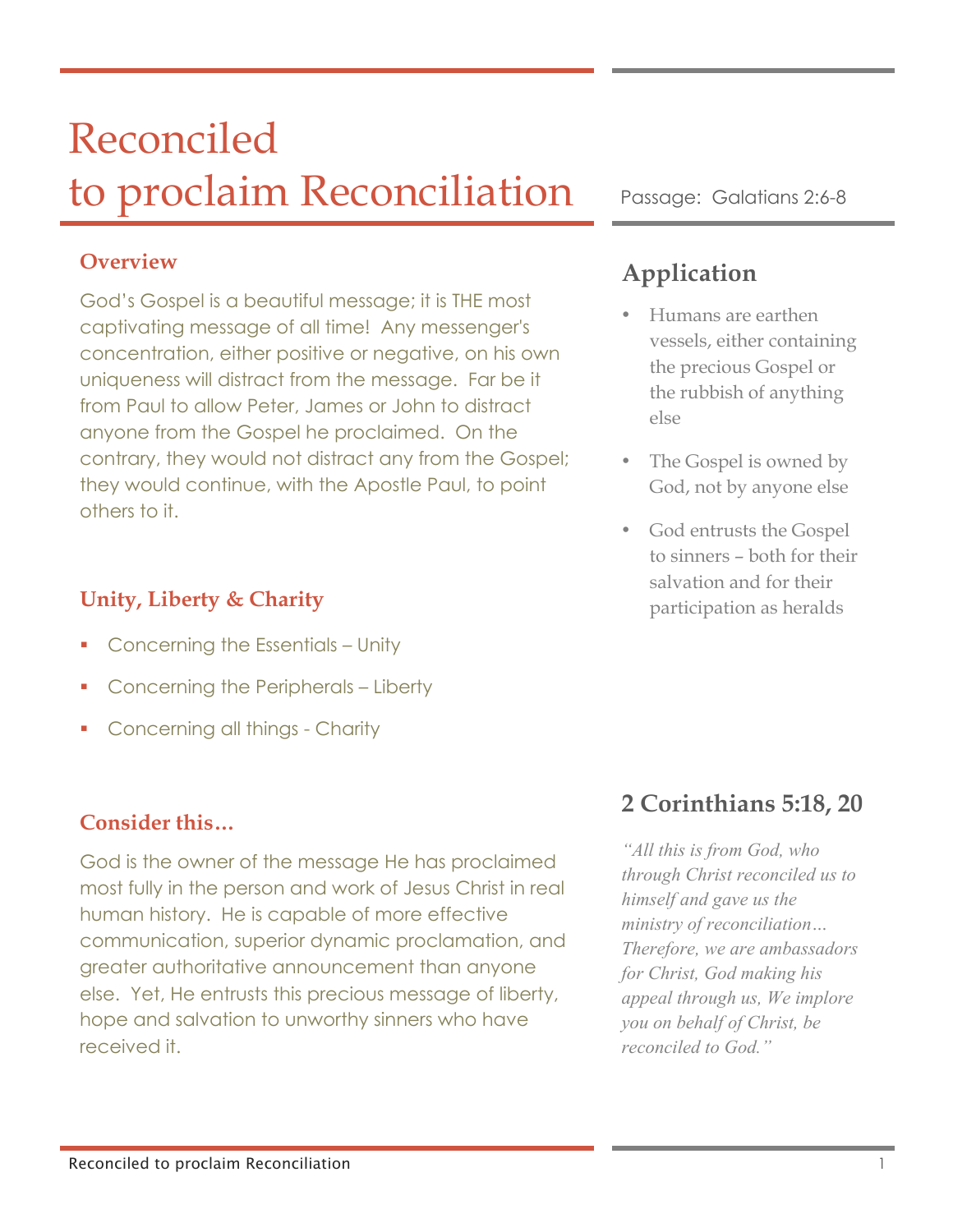# Reconciled to proclaim Reconciliation

Passage: Galatians 2:6-8

## Overview

God's Gospel is a beautiful message; it is THE most captivating message of all time! Any messenger's concentration, either positive or negative, on his own uniqueness will distract from the message. Far be it from Paul to allow Peter, James or John to distract anyone from the Gospel he proclaimed. On the contrary, they would not distract any from the Gospel; they would continue, with the Apostle Paul, to point others to it.

## Unity, Liberty & Charity

- Concerning the Essentials – Unity
- Concerning the Peripherals – Liberty
- Concerning all things - Charity

## Consider this…

God is the owner of the message He has proclaimed most fully in the person and work of Jesus Christ in real human history. He is capable of more effective communication, superior dynamic proclamation, and greater authoritative announcement than anyone else. Yet, He entrusts this precious message of liberty, hope and salvation to unworthy sinners who have received it.

## Application

- Humans are earthen vessels, either containing the precious Gospel or the rubbish of anything else
- The Gospel is owned by God, not by anyone else
- God entrusts the Gospel to sinners – both for their salvation and for their participation as heralds

## 2 Corinthians 5:18, 20

*"All this is from God, who through Christ reconciled us to himself and gave us the ministry of reconciliation… Therefore, we are ambassadors for Christ, God making his appeal through us, We implore you on behalf of Christ, be reconciled to God."*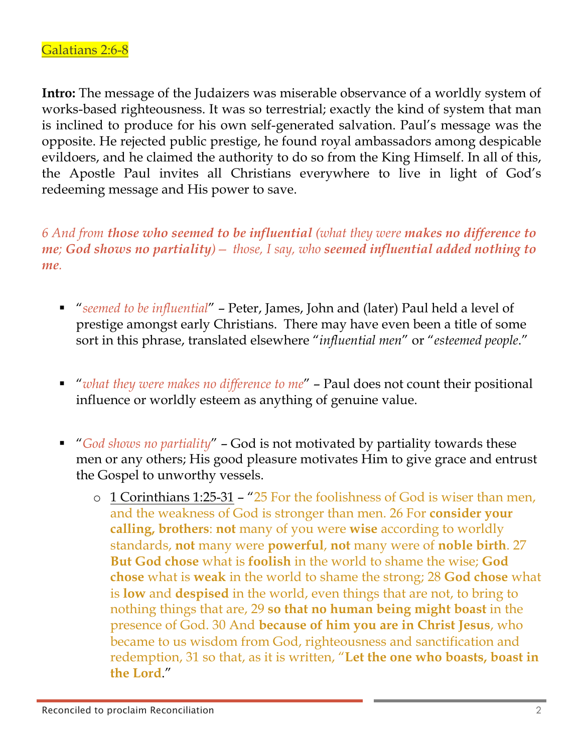Galatians 2:6-8

**Intro:** The message of the Judaizers was miserable observance of a worldly system of works-based righteousness. It was so terrestrial; exactly the kind of system that man is inclined to produce for his own self-generated salvation. Paul's message was the opposite. He rejected public prestige, he found royal ambassadors among despicable evildoers, and he claimed the authority to do so from the King Himself. In all of this, the Apostle Paul invites all Christians everywhere to live in light of God's redeeming message and His power to save.

*6 And from **those who seemed to be influential** (what they were **makes no difference to me**; **God shows no partiality**) – those, I say, who **seemed influential added nothing to me**.*

- "*seemed to be influential*" – Peter, James, John and (later) Paul held a level of prestige amongst early Christians. There may have even been a title of some sort in this phrase, translated elsewhere "*influential men*" or "*esteemed people*."
- "*what they were makes no difference to me*" – Paul does not count their positional influence or worldly esteem as anything of genuine value.
- "*God shows no partiality*" – God is not motivated by partiality towards these men or any others; His good pleasure motivates Him to give grace and entrust the Gospel to unworthy vessels.
  - 1 Corinthians 1:25-31 – "25 For the foolishness of God is wiser than men, and the weakness of God is stronger than men. 26 For **consider your calling, brothers**: **not** many of you were **wise** according to worldly standards, **not** many were **powerful**, **not** many were of **noble birth**. 27 **But God chose** what is **foolish** in the world to shame the wise; **God chose** what is **weak** in the world to shame the strong; 28 **God chose** what is **low** and **despised** in the world, even things that are not, to bring to nothing things that are, 29 **so that no human being might boast** in the presence of God. 30 And **because of him you are in Christ Jesus**, who became to us wisdom from God, righteousness and sanctification and redemption, 31 so that, as it is written, "**Let the one who boasts, boast in the Lord**."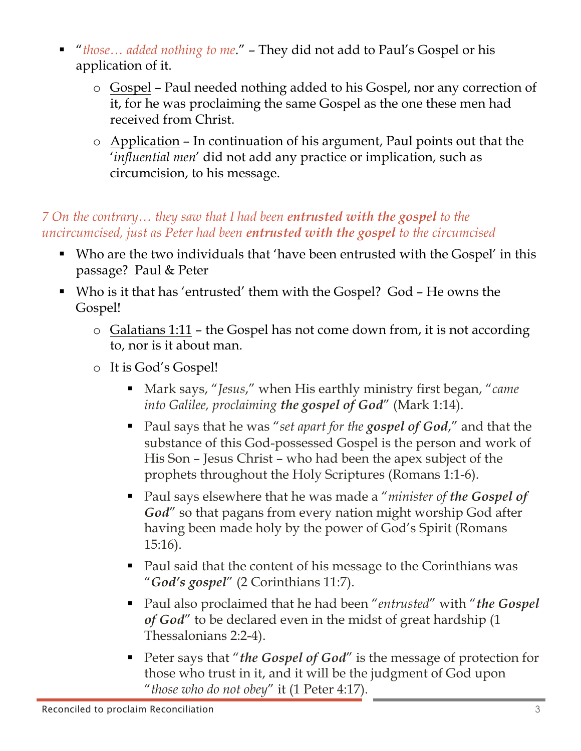- "*those… added nothing to me*." – They did not add to Paul's Gospel or his application of it.
    - Gospel – Paul needed nothing added to his Gospel, nor any correction of it, for he was proclaiming the same Gospel as the one these men had received from Christ.
    - Application – In continuation of his argument, Paul points out that the '*influential men*' did not add any practice or implication, such as circumcision, to his message.

*7 On the contrary… they saw that I had been **entrusted with the gospel** to the uncircumcised, just as Peter had been **entrusted with the gospel** to the circumcised*

- Who are the two individuals that 'have been entrusted with the Gospel' in this passage? Paul & Peter
- Who is it that has 'entrusted' them with the Gospel? God – He owns the Gospel!
    - Galatians 1:11 – the Gospel has not come down from, it is not according to, nor is it about man.
    - It is God's Gospel!
        - Mark says, "*Jesus*," when His earthly ministry first began, "*came into Galilee, proclaiming **the gospel of God***" (Mark 1:14).
        - Paul says that he was "*set apart for the **gospel of God**,*" and that the substance of this God-possessed Gospel is the person and work of His Son – Jesus Christ – who had been the apex subject of the prophets throughout the Holy Scriptures (Romans 1:1-6).
        - Paul says elsewhere that he was made a "*minister of **the Gospel of God***" so that pagans from every nation might worship God after having been made holy by the power of God's Spirit (Romans 15:16).
        - Paul said that the content of his message to the Corinthians was "***God's gospel***" (2 Corinthians 11:7).
        - Paul also proclaimed that he had been "*entrusted*" with "***the Gospel of God***" to be declared even in the midst of great hardship (1 Thessalonians 2:2-4).
        - Peter says that "***the Gospel of God***" is the message of protection for those who trust in it, and it will be the judgment of God upon "*those who do not obey*" it (1 Peter 4:17).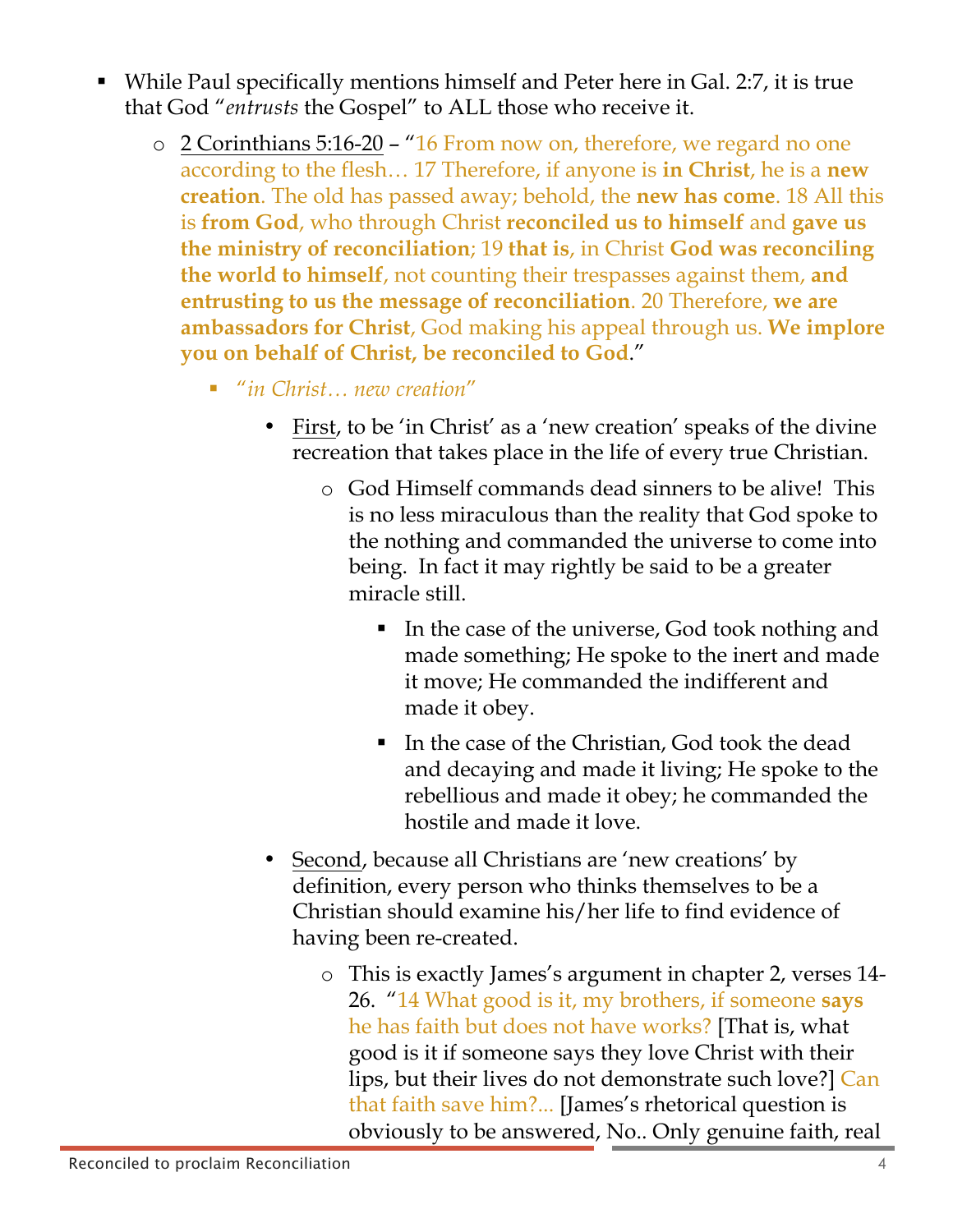- While Paul specifically mentions himself and Peter here in Gal. 2:7, it is true that God "*entrusts* the Gospel" to ALL those who receive it.
  - 2 Corinthians 5:16-20 – "16 From now on, therefore, we regard no one according to the flesh… 17 Therefore, if anyone is **in Christ**, he is a **new creation**. The old has passed away; behold, the **new has come**. 18 All this is **from God**, who through Christ **reconciled us to himself** and **gave us the ministry of reconciliation**; 19 **that is**, in Christ **God was reconciling the world to himself**, not counting their trespasses against them, **and entrusting to us the message of reconciliation**. 20 Therefore, **we are ambassadors for Christ**, God making his appeal through us. **We implore you on behalf of Christ, be reconciled to God**."
    - "*in Christ… new creation*"
      - First, to be 'in Christ' as a 'new creation' speaks of the divine recreation that takes place in the life of every true Christian.
        - God Himself commands dead sinners to be alive! This is no less miraculous than the reality that God spoke to the nothing and commanded the universe to come into being. In fact it may rightly be said to be a greater miracle still.
          - In the case of the universe, God took nothing and made something; He spoke to the inert and made it move; He commanded the indifferent and made it obey.
          - In the case of the Christian, God took the dead and decaying and made it living; He spoke to the rebellious and made it obey; he commanded the hostile and made it love.
      - Second, because all Christians are 'new creations' by definition, every person who thinks themselves to be a Christian should examine his/her life to find evidence of having been re-created.
        - This is exactly James's argument in chapter 2, verses 14-26. "14 What good is it, my brothers, if someone **says** he has faith but does not have works? [That is, what good is it if someone says they love Christ with their lips, but their lives do not demonstrate such love?] Can that faith save him?... [James's rhetorical question is obviously to be answered, No.. Only genuine faith, real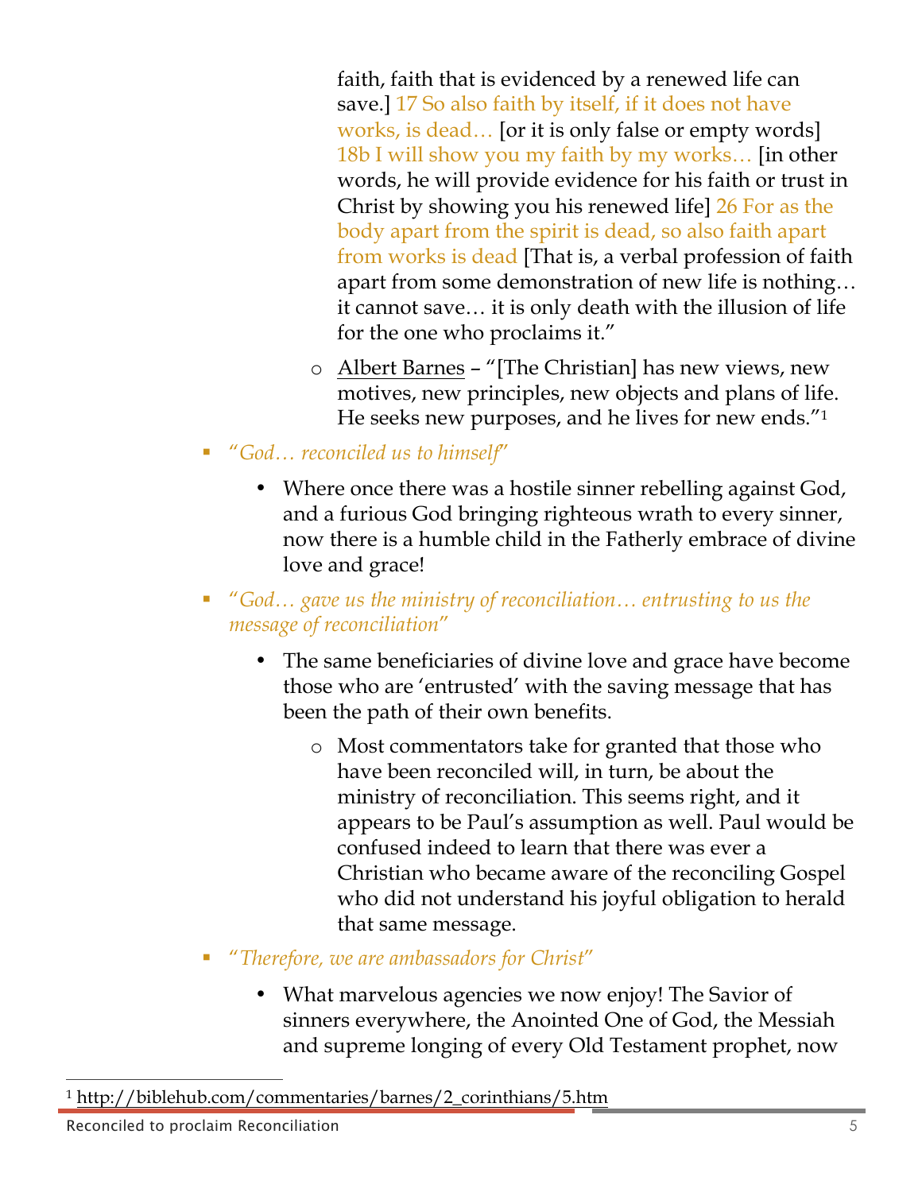faith, faith that is evidenced by a renewed life can save.] 17 So also faith by itself, if it does not have works, is dead… [or it is only false or empty words] 18b I will show you my faith by my works… [in other words, he will provide evidence for his faith or trust in Christ by showing you his renewed life] 26 For as the body apart from the spirit is dead, so also faith apart from works is dead [That is, a verbal profession of faith apart from some demonstration of new life is nothing… it cannot save… it is only death with the illusion of life for the one who proclaims it."

    - Albert Barnes – "[The Christian] has new views, new motives, new principles, new objects and plans of life. He seeks new purposes, and he lives for new ends."[1]

- "*God… reconciled us to himself*"
    - Where once there was a hostile sinner rebelling against God, and a furious God bringing righteous wrath to every sinner, now there is a humble child in the Fatherly embrace of divine love and grace!

- "*God… gave us the ministry of reconciliation… entrusting to us the message of reconciliation*"
    - The same beneficiaries of divine love and grace have become those who are 'entrusted' with the saving message that has been the path of their own benefits.
        - Most commentators take for granted that those who have been reconciled will, in turn, be about the ministry of reconciliation. This seems right, and it appears to be Paul's assumption as well. Paul would be confused indeed to learn that there was ever a Christian who became aware of the reconciling Gospel who did not understand his joyful obligation to herald that same message.

- "*Therefore, we are ambassadors for Christ*"
    - What marvelous agencies we now enjoy! The Savior of sinners everywhere, the Anointed One of God, the Messiah and supreme longing of every Old Testament prophet, now

---

[1] http://biblehub.com/commentaries/barnes/2_corinthians/5.htm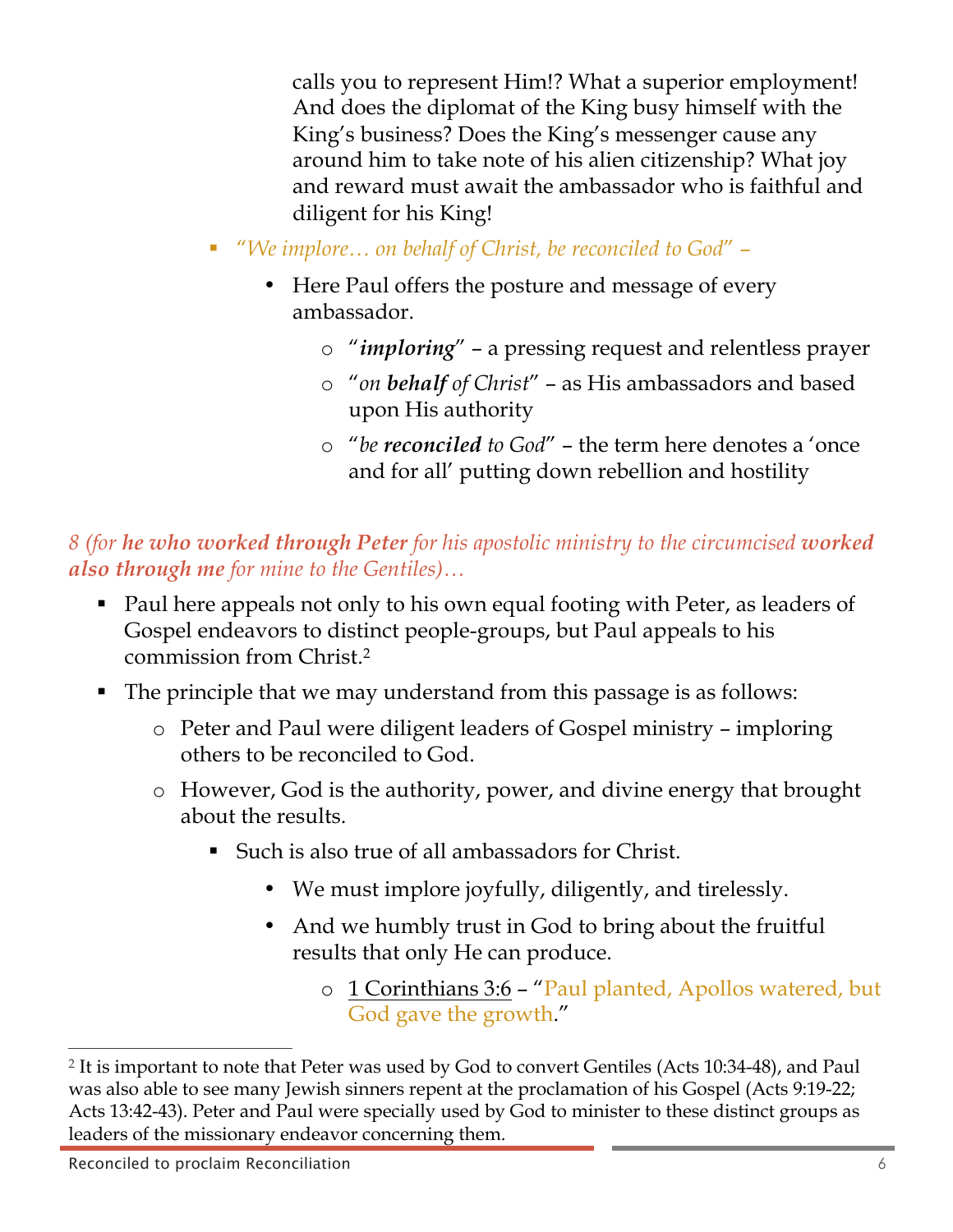calls you to represent Him!? What a superior employment! And does the diplomat of the King busy himself with the King's business? Does the King's messenger cause any around him to take note of his alien citizenship? What joy and reward must await the ambassador who is faithful and diligent for his King!

- *"We implore… on behalf of Christ, be reconciled to God"* –
    - Here Paul offers the posture and message of every ambassador.
        - "***imploring***" – a pressing request and relentless prayer
        - "*on **behalf** of Christ*" – as His ambassadors and based upon His authority
        - "*be **reconciled** to God*" – the term here denotes a 'once and for all' putting down rebellion and hostility

*8 (for **he who worked through Peter** for his apostolic ministry to the circumcised **worked also through me** for mine to the Gentiles)…*

- Paul here appeals not only to his own equal footing with Peter, as leaders of Gospel endeavors to distinct people-groups, but Paul appeals to his commission from Christ.[2]
- The principle that we may understand from this passage is as follows:
    - Peter and Paul were diligent leaders of Gospel ministry – imploring others to be reconciled to God.
    - However, God is the authority, power, and divine energy that brought about the results.
        - Such is also true of all ambassadors for Christ.
            - We must implore joyfully, diligently, and tirelessly.
            - And we humbly trust in God to bring about the fruitful results that only He can produce.
                - 1 Corinthians 3:6 – "Paul planted, Apollos watered, but God gave the growth."

---

[2] It is important to note that Peter was used by God to convert Gentiles (Acts 10:34-48), and Paul was also able to see many Jewish sinners repent at the proclamation of his Gospel (Acts 9:19-22; Acts 13:42-43). Peter and Paul were specially used by God to minister to these distinct groups as leaders of the missionary endeavor concerning them.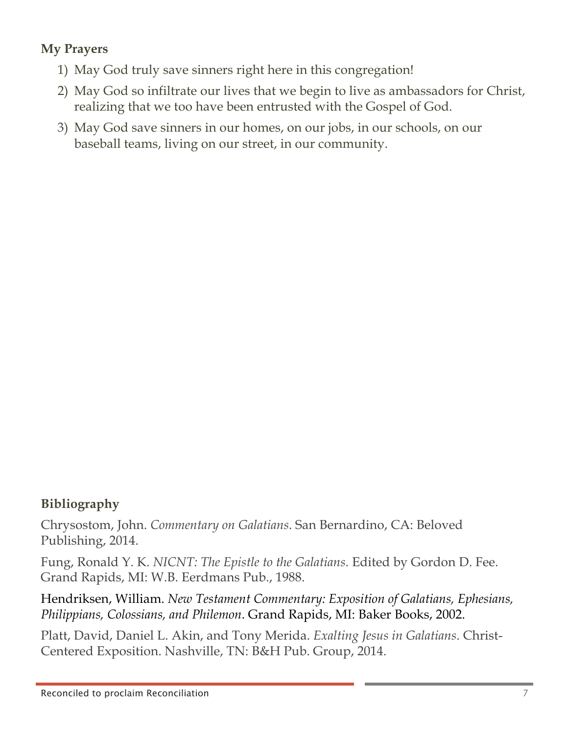**My Prayers**

1) May God truly save sinners right here in this congregation!
2) May God so infiltrate our lives that we begin to live as ambassadors for Christ, realizing that we too have been entrusted with the Gospel of God.
3) May God save sinners in our homes, on our jobs, in our schools, on our baseball teams, living on our street, in our community.

**Bibliography**

Chrysostom, John. *Commentary on Galatians*. San Bernardino, CA: Beloved Publishing, 2014.

Fung, Ronald Y. K. *NICNT: The Epistle to the Galatians*. Edited by Gordon D. Fee. Grand Rapids, MI: W.B. Eerdmans Pub., 1988.

Hendriksen, William. *New Testament Commentary: Exposition of Galatians, Ephesians, Philippians, Colossians, and Philemon*. Grand Rapids, MI: Baker Books, 2002.

Platt, David, Daniel L. Akin, and Tony Merida. *Exalting Jesus in Galatians*. Christ-Centered Exposition. Nashville, TN: B&H Pub. Group, 2014.